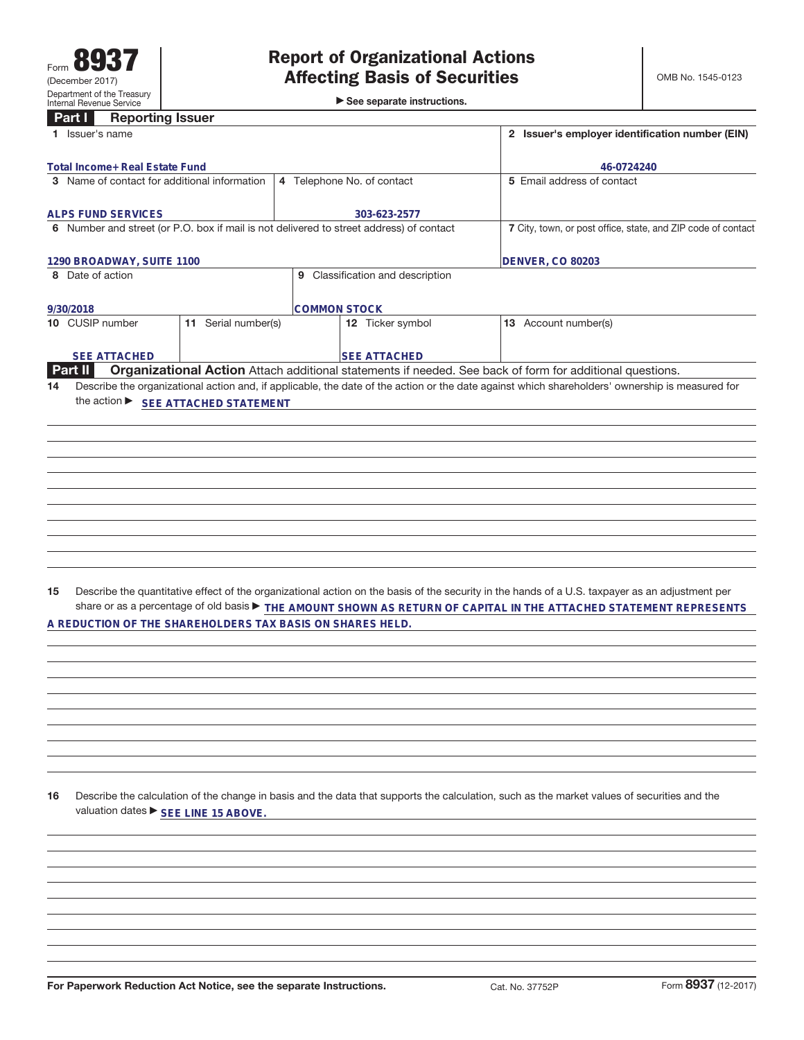Form **8937**
(December 2017)
Department of the Treasury
Internal Revenue Service

# Report of Organizational Actions Affecting Basis of Securities

► See separate instructions.

OMB No. 1545-0123

## Part I Reporting Issuer

| | |
|---|---|
| **1** Issuer's name<br>Total Income+ Real Estate Fund | **2** Issuer's employer identification number (EIN)<br>46-0724240 |

| | | |
|---|---|---|
| **3** Name of contact for additional information<br>ALPS FUND SERVICES | **4** Telephone No. of contact<br>303-623-2577 | **5** Email address of contact |

| | |
|---|---|
| **6** Number and street (or P.O. box if mail is not delivered to street address) of contact<br>1290 BROADWAY, SUITE 1100 | **7** City, town, or post office, state, and ZIP code of contact<br>DENVER, CO 80203 |

| | |
|---|---|
| **8** Date of action<br>9/30/2018 | **9** Classification and description<br>COMMON STOCK |

| | | | |
|---|---|---|---|
| **10** CUSIP number<br>SEE ATTACHED | **11** Serial number(s) | **12** Ticker symbol<br>SEE ATTACHED | **13** Account number(s) |

## Part II Organizational Action

Attach additional statements if needed. See back of form for additional questions.

**14** Describe the organizational action and, if applicable, the date of the action or the date against which shareholders' ownership is measured for the action ► SEE ATTACHED STATEMENT

**15** Describe the quantitative effect of the organizational action on the basis of the security in the hands of a U.S. taxpayer as an adjustment per share or as a percentage of old basis ► THE AMOUNT SHOWN AS RETURN OF CAPITAL IN THE ATTACHED STATEMENT REPRESENTS A REDUCTION OF THE SHAREHOLDERS TAX BASIS ON SHARES HELD.

**16** Describe the calculation of the change in basis and the data that supports the calculation, such as the market values of securities and the valuation dates ► SEE LINE 15 ABOVE.

For Paperwork Reduction Act Notice, see the separate Instructions. Cat. No. 37752P Form **8937** (12-2017)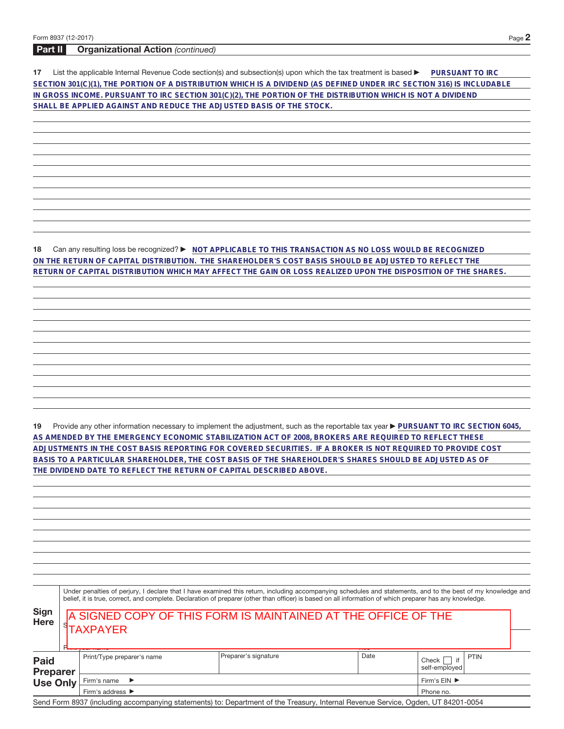## Part II Organizational Action *(continued)*

**17** List the applicable Internal Revenue Code section(s) and subsection(s) upon which the tax treatment is based ▶ PURSUANT TO IRC SECTION 301(C)(1), THE PORTION OF A DISTRIBUTION WHICH IS A DIVIDEND (AS DEFINED UNDER IRC SECTION 316) IS INCLUDABLE IN GROSS INCOME. PURSUANT TO IRC SECTION 301(C)(2), THE PORTION OF THE DISTRIBUTION WHICH IS NOT A DIVIDEND SHALL BE APPLIED AGAINST AND REDUCE THE ADJUSTED BASIS OF THE STOCK.

**18** Can any resulting loss be recognized? ▶ NOT APPLICABLE TO THIS TRANSACTION AS NO LOSS WOULD BE RECOGNIZED ON THE RETURN OF CAPITAL DISTRIBUTION. THE SHAREHOLDER'S COST BASIS SHOULD BE ADJUSTED TO REFLECT THE RETURN OF CAPITAL DISTRIBUTION WHICH MAY AFFECT THE GAIN OR LOSS REALIZED UPON THE DISPOSITION OF THE SHARES.

**19** Provide any other information necessary to implement the adjustment, such as the reportable tax year ▶ PURSUANT TO IRC SECTION 6045, AS AMENDED BY THE EMERGENCY ECONOMIC STABILIZATION ACT OF 2008, BROKERS ARE REQUIRED TO REFLECT THESE ADJUSTMENTS IN THE COST BASIS REPORTING FOR COVERED SECURITIES. IF A BROKER IS NOT REQUIRED TO PROVIDE COST BASIS TO A PARTICULAR SHAREHOLDER, THE COST BASIS OF THE SHAREHOLDER'S SHARES SHOULD BE ADJUSTED AS OF THE DIVIDEND DATE TO REFLECT THE RETURN OF CAPITAL DESCRIBED ABOVE.

**Sign Here**

Under penalties of perjury, I declare that I have examined this return, including accompanying schedules and statements, and to the best of my knowledge and belief, it is true, correct, and complete. Declaration of preparer (other than officer) is based on all information of which preparer has any knowledge.

A SIGNED COPY OF THIS FORM IS MAINTAINED AT THE OFFICE OF THE TAXPAYER

| **Paid Preparer Use Only** | Print/Type preparer's name | Preparer's signature | Date | Check ☐ if self-employed | PTIN |
|---|---|---|---|---|---|
| | Firm's name ▶ | | | Firm's EIN ▶ | |
| | Firm's address ▶ | | | Phone no. | |

Send Form 8937 (including accompanying statements) to: Department of the Treasury, Internal Revenue Service, Ogden, UT 84201-0054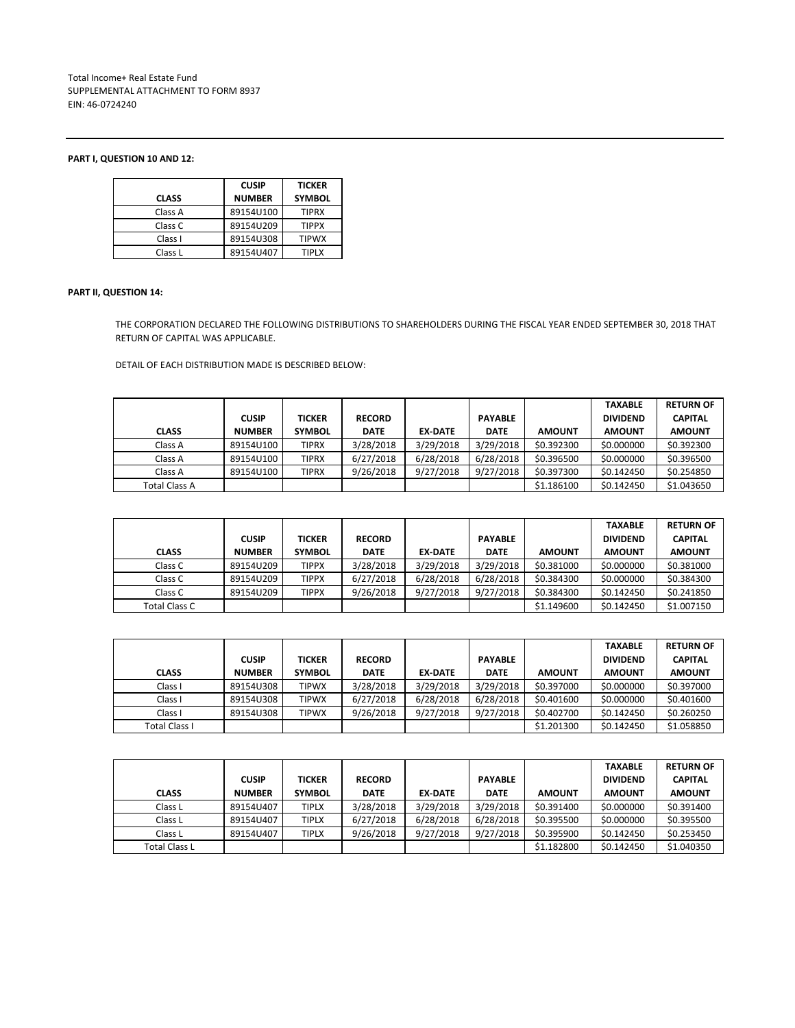Total Income+ Real Estate Fund
SUPPLEMENTAL ATTACHMENT TO FORM 8937
EIN: 46-0724240

**PART I, QUESTION 10 AND 12:**

| CLASS | CUSIP NUMBER | TICKER SYMBOL |
|---|---|---|
| Class A | 89154U100 | TIPRX |
| Class C | 89154U209 | TIPPX |
| Class I | 89154U308 | TIPWX |
| Class L | 89154U407 | TIPLX |

**PART II, QUESTION 14:**

THE CORPORATION DECLARED THE FOLLOWING DISTRIBUTIONS TO SHAREHOLDERS DURING THE FISCAL YEAR ENDED SEPTEMBER 30, 2018 THAT RETURN OF CAPITAL WAS APPLICABLE.

DETAIL OF EACH DISTRIBUTION MADE IS DESCRIBED BELOW:

| CLASS | CUSIP NUMBER | TICKER SYMBOL | RECORD DATE | EX-DATE | PAYABLE DATE | AMOUNT | TAXABLE DIVIDEND AMOUNT | RETURN OF CAPITAL AMOUNT |
|---|---|---|---|---|---|---|---|---|
| Class A | 89154U100 | TIPRX | 3/28/2018 | 3/29/2018 | 3/29/2018 | $0.392300 | $0.000000 | $0.392300 |
| Class A | 89154U100 | TIPRX | 6/27/2018 | 6/28/2018 | 6/28/2018 | $0.396500 | $0.000000 | $0.396500 |
| Class A | 89154U100 | TIPRX | 9/26/2018 | 9/27/2018 | 9/27/2018 | $0.397300 | $0.142450 | $0.254850 |
| Total Class A | | | | | | $1.186100 | $0.142450 | $1.043650 |

| CLASS | CUSIP NUMBER | TICKER SYMBOL | RECORD DATE | EX-DATE | PAYABLE DATE | AMOUNT | TAXABLE DIVIDEND AMOUNT | RETURN OF CAPITAL AMOUNT |
|---|---|---|---|---|---|---|---|---|
| Class C | 89154U209 | TIPPX | 3/28/2018 | 3/29/2018 | 3/29/2018 | $0.381000 | $0.000000 | $0.381000 |
| Class C | 89154U209 | TIPPX | 6/27/2018 | 6/28/2018 | 6/28/2018 | $0.384300 | $0.000000 | $0.384300 |
| Class C | 89154U209 | TIPPX | 9/26/2018 | 9/27/2018 | 9/27/2018 | $0.384300 | $0.142450 | $0.241850 |
| Total Class C | | | | | | $1.149600 | $0.142450 | $1.007150 |

| CLASS | CUSIP NUMBER | TICKER SYMBOL | RECORD DATE | EX-DATE | PAYABLE DATE | AMOUNT | TAXABLE DIVIDEND AMOUNT | RETURN OF CAPITAL AMOUNT |
|---|---|---|---|---|---|---|---|---|
| Class I | 89154U308 | TIPWX | 3/28/2018 | 3/29/2018 | 3/29/2018 | $0.397000 | $0.000000 | $0.397000 |
| Class I | 89154U308 | TIPWX | 6/27/2018 | 6/28/2018 | 6/28/2018 | $0.401600 | $0.000000 | $0.401600 |
| Class I | 89154U308 | TIPWX | 9/26/2018 | 9/27/2018 | 9/27/2018 | $0.402700 | $0.142450 | $0.260250 |
| Total Class I | | | | | | $1.201300 | $0.142450 | $1.058850 |

| CLASS | CUSIP NUMBER | TICKER SYMBOL | RECORD DATE | EX-DATE | PAYABLE DATE | AMOUNT | TAXABLE DIVIDEND AMOUNT | RETURN OF CAPITAL AMOUNT |
|---|---|---|---|---|---|---|---|---|
| Class L | 89154U407 | TIPLX | 3/28/2018 | 3/29/2018 | 3/29/2018 | $0.391400 | $0.000000 | $0.391400 |
| Class L | 89154U407 | TIPLX | 6/27/2018 | 6/28/2018 | 6/28/2018 | $0.395500 | $0.000000 | $0.395500 |
| Class L | 89154U407 | TIPLX | 9/26/2018 | 9/27/2018 | 9/27/2018 | $0.395900 | $0.142450 | $0.253450 |
| Total Class L | | | | | | $1.182800 | $0.142450 | $1.040350 |